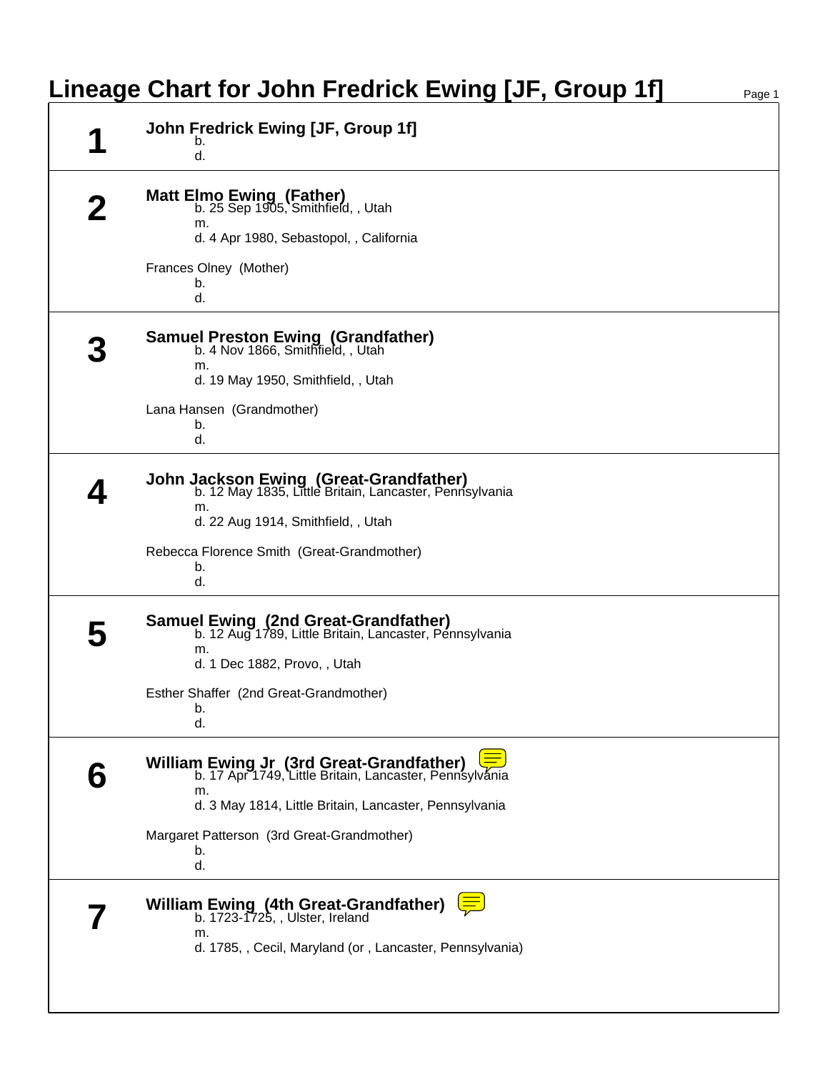# Lineage Chart for John Fredrick Ewing [JF, Group 1f]

## 1

**John Fredrick Ewing [JF, Group 1f]**
b.
d.

## 2

**Matt Elmo Ewing (Father)**
b. 25 Sep 1905, Smithfield, , Utah
m.
d. 4 Apr 1980, Sebastopol, , California

Frances Olney (Mother)
b.
d.

## 3

**Samuel Preston Ewing (Grandfather)**
b. 4 Nov 1866, Smithfield, , Utah
m.
d. 19 May 1950, Smithfield, , Utah

Lana Hansen (Grandmother)
b.
d.

## 4

**John Jackson Ewing (Great-Grandfather)**
b. 12 May 1835, Little Britain, Lancaster, Pennsylvania
m.
d. 22 Aug 1914, Smithfield, , Utah

Rebecca Florence Smith (Great-Grandmother)
b.
d.

## 5

**Samuel Ewing (2nd Great-Grandfather)**
b. 12 Aug 1789, Little Britain, Lancaster, Pennsylvania
m.
d. 1 Dec 1882, Provo, , Utah

Esther Shaffer (2nd Great-Grandmother)
b.
d.

## 6

**William Ewing Jr (3rd Great-Grandfather)**
b. 17 Apr 1749, Little Britain, Lancaster, Pennsylvania
m.
d. 3 May 1814, Little Britain, Lancaster, Pennsylvania

Margaret Patterson (3rd Great-Grandmother)
b.
d.

## 7

**William Ewing (4th Great-Grandfather)**
b. 1723-1725, , Ulster, Ireland
m.
d. 1785, , Cecil, Maryland (or , Lancaster, Pennsylvania)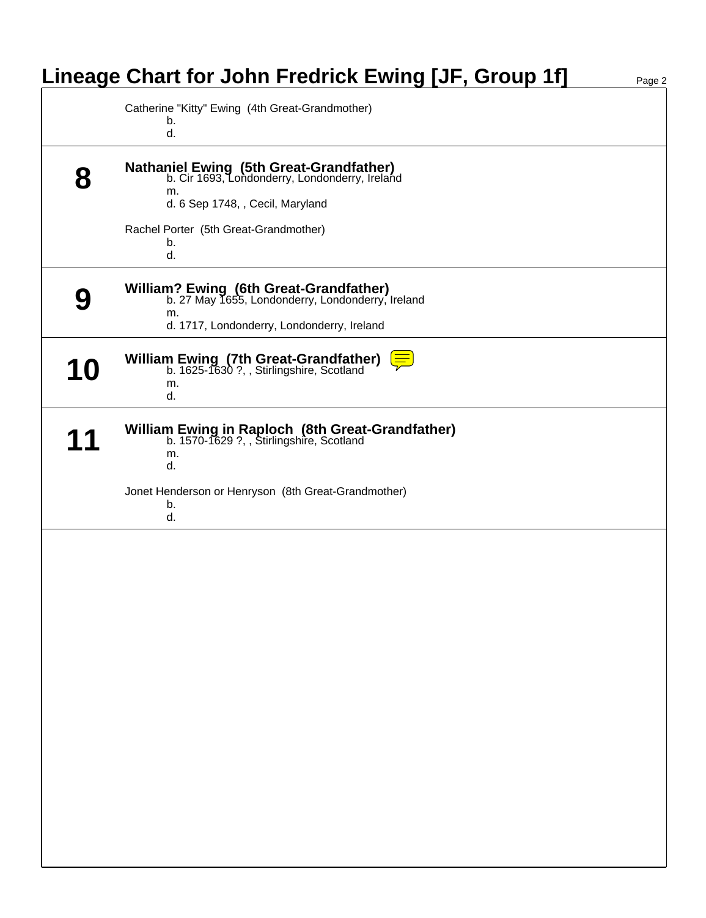# Lineage Chart for John Fredrick Ewing [JF, Group 1f]

Catherine "Kitty" Ewing (4th Great-Grandmother)
b.
d.

---

**8**

**Nathaniel Ewing (5th Great-Grandfather)**
b. Cir 1693, Londonderry, Londonderry, Ireland
m.
d. 6 Sep 1748, , Cecil, Maryland

Rachel Porter (5th Great-Grandmother)
b.
d.

---

**9**

**William? Ewing (6th Great-Grandfather)**
b. 27 May 1655, Londonderry, Londonderry, Ireland
m.
d. 1717, Londonderry, Londonderry, Ireland

---

**10**

**William Ewing (7th Great-Grandfather)**
b. 1625-1630 ?, , Stirlingshire, Scotland
m.
d.

---

**11**

**William Ewing in Raploch (8th Great-Grandfather)**
b. 1570-1629 ?, , Stirlingshire, Scotland
m.
d.

Jonet Henderson or Henryson (8th Great-Grandmother)
b.
d.